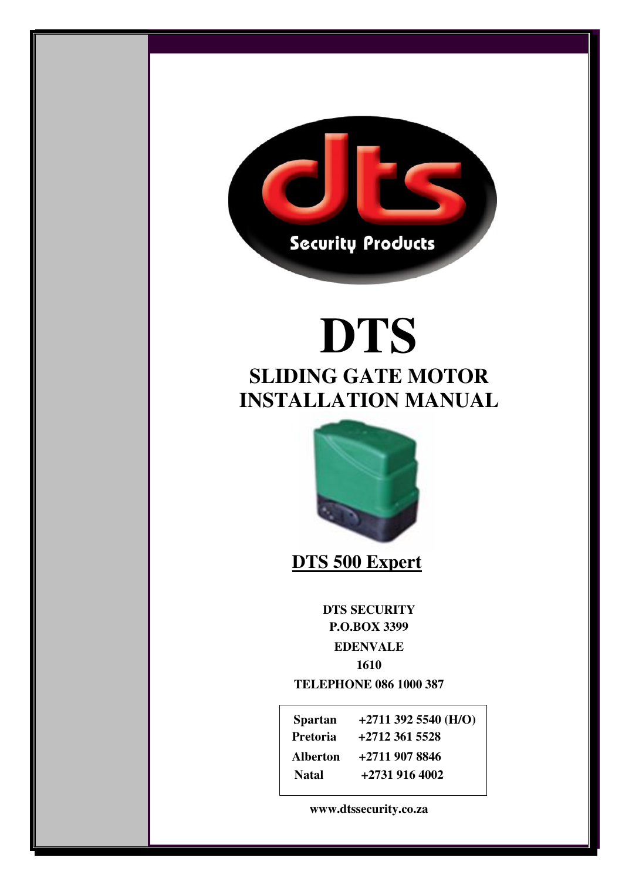# DTS

## SLIDING GATE MOTOR INSTALLATION MANUAL

**DTS 500 Expert**

**DTS SECURITY**
**P.O.BOX 3399**
**EDENVALE**
**1610**
**TELEPHONE 086 1000 387**

| | |
|---|---|
| **Spartan** | **+2711 392 5540 (H/O)** |
| **Pretoria** | **+2712 361 5528** |
| **Alberton** | **+2711 907 8846** |
| **Natal** | **+2731 916 4002** |

**www.dtssecurity.co.za**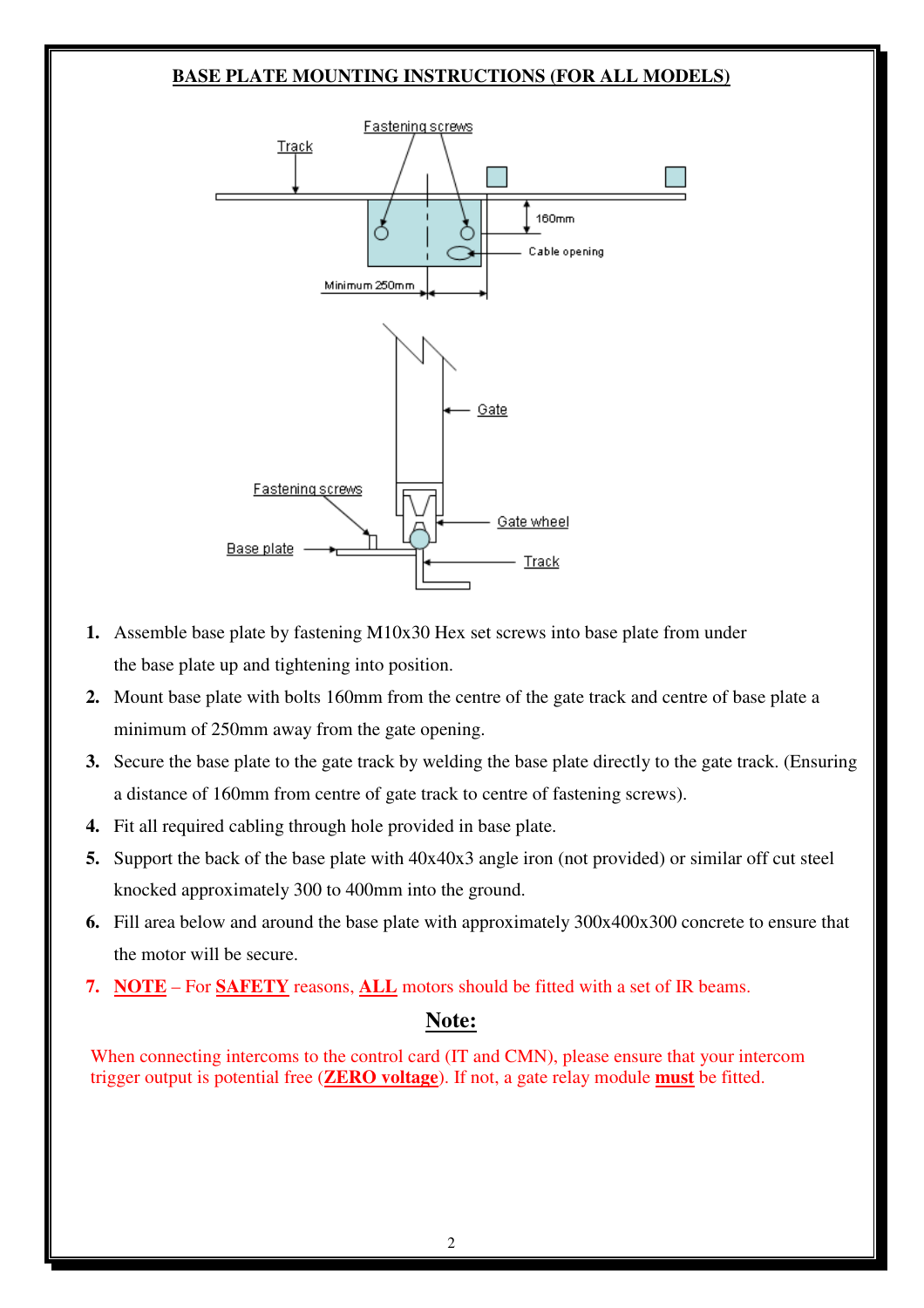## BASE PLATE MOUNTING INSTRUCTIONS (FOR ALL MODELS)

1. Assemble base plate by fastening M10x30 Hex set screws into base plate from under the base plate up and tightening into position.
2. Mount base plate with bolts 160mm from the centre of the gate track and centre of base plate a minimum of 250mm away from the gate opening.
3. Secure the base plate to the gate track by welding the base plate directly to the gate track. (Ensuring a distance of 160mm from centre of gate track to centre of fastening screws).
4. Fit all required cabling through hole provided in base plate.
5. Support the back of the base plate with 40x40x3 angle iron (not provided) or similar off cut steel knocked approximately 300 to 400mm into the ground.
6. Fill area below and around the base plate with approximately 300x400x300 concrete to ensure that the motor will be secure.
7. **NOTE** – For **SAFETY** reasons, **ALL** motors should be fitted with a set of IR beams.

## Note:

When connecting intercoms to the control card (IT and CMN), please ensure that your intercom trigger output is potential free (**ZERO voltage**). If not, a gate relay module **must** be fitted.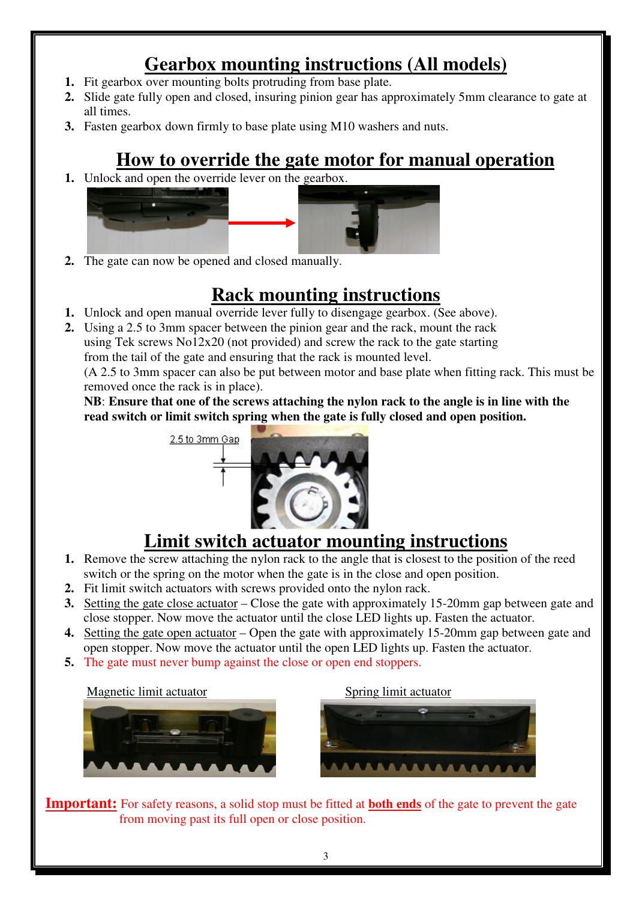# Gearbox mounting instructions (All models)

1. Fit gearbox over mounting bolts protruding from base plate.
2. Slide gate fully open and closed, insuring pinion gear has approximately 5mm clearance to gate at all times.
3. Fasten gearbox down firmly to base plate using M10 washers and nuts.

# How to override the gate motor for manual operation

1. Unlock and open the override lever on the gearbox.
2. The gate can now be opened and closed manually.

# Rack mounting instructions

1. Unlock and open manual override lever fully to disengage gearbox. (See above).
2. Using a 2.5 to 3mm spacer between the pinion gear and the rack, mount the rack using Tek screws No12x20 (not provided) and screw the rack to the gate starting from the tail of the gate and ensuring that the rack is mounted level.
   (A 2.5 to 3mm spacer can also be put between motor and base plate when fitting rack. This must be removed once the rack is in place).
   **NB**: **Ensure that one of the screws attaching the nylon rack to the angle is in line with the read switch or limit switch spring when the gate is fully closed and open position.**

2.5 to 3mm Gap

# Limit switch actuator mounting instructions

1. Remove the screw attaching the nylon rack to the angle that is closest to the position of the reed switch or the spring on the motor when the gate is in the close and open position.
2. Fit limit switch actuators with screws provided onto the nylon rack.
3. Setting the gate close actuator – Close the gate with approximately 15-20mm gap between gate and close stopper. Now move the actuator until the close LED lights up. Fasten the actuator.
4. Setting the gate open actuator – Open the gate with approximately 15-20mm gap between gate and open stopper. Now move the actuator until the open LED lights up. Fasten the actuator.
5. The gate must never bump against the close or open end stoppers.

Magnetic limit actuator

Spring limit actuator

**Important:** For safety reasons, a solid stop must be fitted at **both ends** of the gate to prevent the gate from moving past its full open or close position.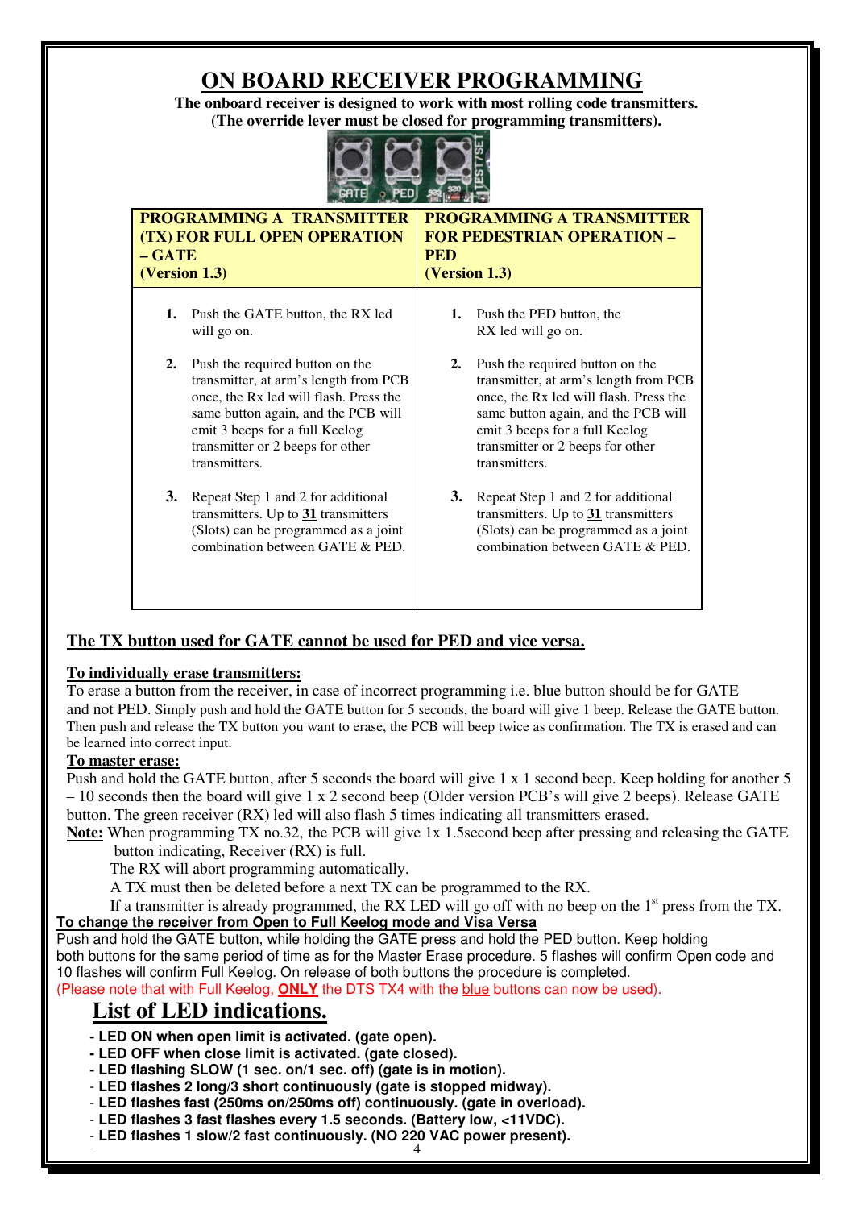# ON BOARD RECEIVER PROGRAMMING

**The onboard receiver is designed to work with most rolling code transmitters.**
**(The override lever must be closed for programming transmitters).**

| PROGRAMMING A TRANSMITTER (TX) FOR FULL OPEN OPERATION – GATE (Version 1.3) | PROGRAMMING A TRANSMITTER FOR PEDESTRIAN OPERATION – PED (Version 1.3) |
|---|---|
| **1.** Push the GATE button, the RX led will go on.<br><br>**2.** Push the required button on the transmitter, at arm's length from PCB once, the Rx led will flash. Press the same button again, and the PCB will emit 3 beeps for a full Keelog transmitter or 2 beeps for other transmitters.<br><br>**3.** Repeat Step 1 and 2 for additional transmitters. Up to **31** transmitters (Slots) can be programmed as a joint combination between GATE & PED. | **1.** Push the PED button, the RX led will go on.<br><br>**2.** Push the required button on the transmitter, at arm's length from PCB once, the Rx led will flash. Press the same button again, and the PCB will emit 3 beeps for a full Keelog transmitter or 2 beeps for other transmitters.<br><br>**3.** Repeat Step 1 and 2 for additional transmitters. Up to **31** transmitters (Slots) can be programmed as a joint combination between GATE & PED. |

**The TX button used for GATE cannot be used for PED and vice versa.**

**To individually erase transmitters:**

To erase a button from the receiver, in case of incorrect programming i.e. blue button should be for GATE and not PED. Simply push and hold the GATE button for 5 seconds, the board will give 1 beep. Release the GATE button. Then push and release the TX button you want to erase, the PCB will beep twice as confirmation. The TX is erased and can be learned into correct input.

**To master erase:**

Push and hold the GATE button, after 5 seconds the board will give 1 x 1 second beep. Keep holding for another 5 – 10 seconds then the board will give 1 x 2 second beep (Older version PCB's will give 2 beeps). Release GATE button. The green receiver (RX) led will also flash 5 times indicating all transmitters erased.

**Note:** When programming TX no.32, the PCB will give 1x 1.5second beep after pressing and releasing the GATE button indicating, Receiver (RX) is full.
The RX will abort programming automatically.
A TX must then be deleted before a next TX can be programmed to the RX.
If a transmitter is already programmed, the RX LED will go off with no beep on the 1st press from the TX.

**To change the receiver from Open to Full Keelog mode and Visa Versa**

Push and hold the GATE button, while holding the GATE press and hold the PED button. Keep holding both buttons for the same period of time as for the Master Erase procedure. 5 flashes will confirm Open code and 10 flashes will confirm Full Keelog. On release of both buttons the procedure is completed.
(Please note that with Full Keelog, **ONLY** the DTS TX4 with the blue buttons can now be used).

## List of LED indications.

- **LED ON when open limit is activated. (gate open).**
- **LED OFF when close limit is activated. (gate closed).**
- **LED flashing SLOW (1 sec. on/1 sec. off) (gate is in motion).**
- **LED flashes 2 long/3 short continuously (gate is stopped midway).**
- **LED flashes fast (250ms on/250ms off) continuously. (gate in overload).**
- **LED flashes 3 fast flashes every 1.5 seconds. (Battery low, <11VDC).**
- **LED flashes 1 slow/2 fast continuously. (NO 220 VAC power present).**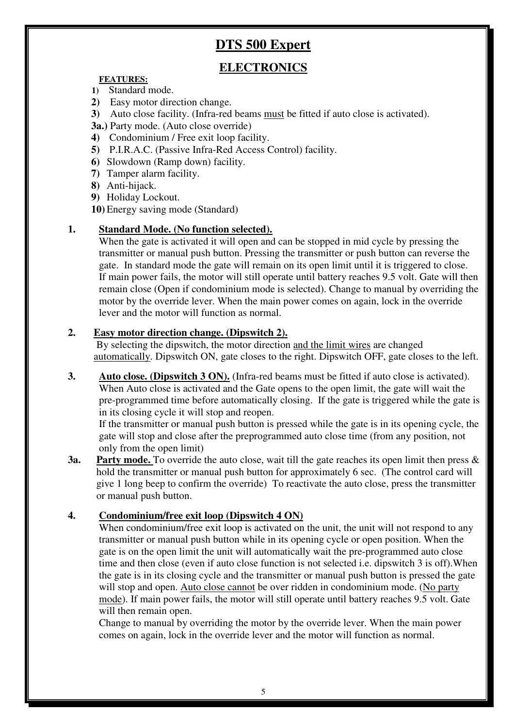# DTS 500 Expert

## ELECTRONICS

**FEATURES:**

1) Standard mode.
2) Easy motor direction change.
3) Auto close facility. (Infra-red beams <u>must</u> be fitted if auto close is activated).
**3a.)** Party mode. (Auto close override)
4) Condominium / Free exit loop facility.
5) P.I.R.A.C. (Passive Infra-Red Access Control) facility.
6) Slowdown (Ramp down) facility.
7) Tamper alarm facility.
8) Anti-hijack.
9) Holiday Lockout.
10) Energy saving mode (Standard)

**1. <u>Standard Mode. (No function selected).</u>**

When the gate is activated it will open and can be stopped in mid cycle by pressing the transmitter or manual push button. Pressing the transmitter or push button can reverse the gate. In standard mode the gate will remain on its open limit until it is triggered to close. If main power fails, the motor will still operate until battery reaches 9.5 volt. Gate will then remain close (Open if condominium mode is selected). Change to manual by overriding the motor by the override lever. When the main power comes on again, lock in the override lever and the motor will function as normal.

**2. <u>Easy motor direction change. (Dipswitch 2).</u>**

By selecting the dipswitch, the motor direction <u>and the limit wires</u> are changed <u>automatically</u>. Dipswitch ON, gate closes to the right. Dipswitch OFF, gate closes to the left.

**3. <u>Auto close. (Dipswitch 3 ON).</u>** (Infra-red beams must be fitted if auto close is activated).

When Auto close is activated and the Gate opens to the open limit, the gate will wait the pre-programmed time before automatically closing. If the gate is triggered while the gate is in its closing cycle it will stop and reopen.

If the transmitter or manual push button is pressed while the gate is in its opening cycle, the gate will stop and close after the preprogrammed auto close time (from any position, not only from the open limit)

**3a. <u>Party mode.</u>** To override the auto close, wait till the gate reaches its open limit then press & hold the transmitter or manual push button for approximately 6 sec. (The control card will give 1 long beep to confirm the override) To reactivate the auto close, press the transmitter or manual push button.

**4. <u>Condominium/free exit loop (Dipswitch 4 ON)</u>**

When condominium/free exit loop is activated on the unit, the unit will not respond to any transmitter or manual push button while in its opening cycle or open position. When the gate is on the open limit the unit will automatically wait the pre-programmed auto close time and then close (even if auto close function is not selected i.e. dipswitch 3 is off).When the gate is in its closing cycle and the transmitter or manual push button is pressed the gate will stop and open. <u>Auto close cannot</u> be over ridden in condominium mode. (<u>No party mode</u>). If main power fails, the motor will still operate until battery reaches 9.5 volt. Gate will then remain open.

Change to manual by overriding the motor by the override lever. When the main power comes on again, lock in the override lever and the motor will function as normal.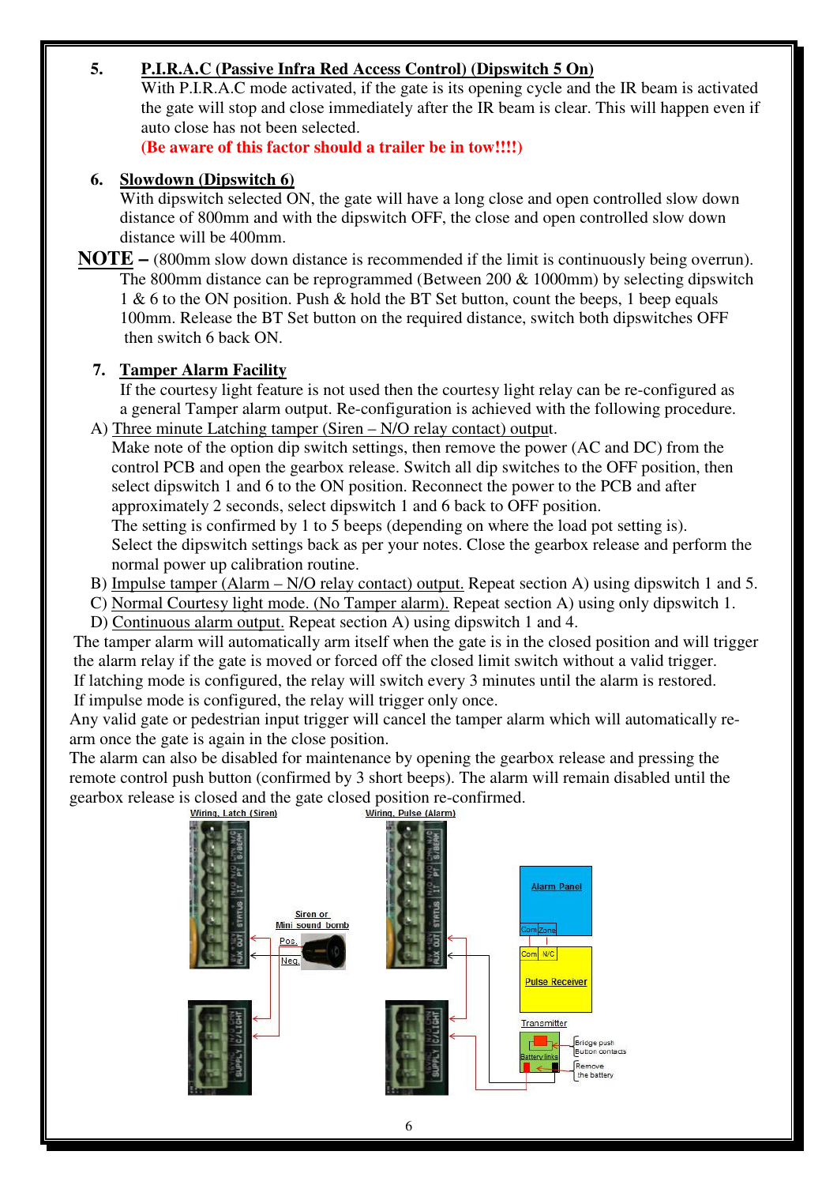5. **P.I.R.A.C (Passive Infra Red Access Control) (Dipswitch 5 On)**
   With P.I.R.A.C mode activated, if the gate is its opening cycle and the IR beam is activated the gate will stop and close immediately after the IR beam is clear. This will happen even if auto close has not been selected.
   **(Be aware of this factor should a trailer be in tow!!!!)**

6. **Slowdown (Dipswitch 6)**
   With dipswitch selected ON, the gate will have a long close and open controlled slow down distance of 800mm and with the dipswitch OFF, the close and open controlled slow down distance will be 400mm.

**NOTE –** (800mm slow down distance is recommended if the limit is continuously being overrun). The 800mm distance can be reprogrammed (Between 200 & 1000mm) by selecting dipswitch 1 & 6 to the ON position. Push & hold the BT Set button, count the beeps, 1 beep equals 100mm. Release the BT Set button on the required distance, switch both dipswitches OFF then switch 6 back ON.

7. **Tamper Alarm Facility**
   If the courtesy light feature is not used then the courtesy light relay can be re-configured as a general Tamper alarm output. Re-configuration is achieved with the following procedure.

A) Three minute Latching tamper (Siren – N/O relay contact) output.
   Make note of the option dip switch settings, then remove the power (AC and DC) from the control PCB and open the gearbox release. Switch all dip switches to the OFF position, then select dipswitch 1 and 6 to the ON position. Reconnect the power to the PCB and after approximately 2 seconds, select dipswitch 1 and 6 back to OFF position.
   The setting is confirmed by 1 to 5 beeps (depending on where the load pot setting is).
   Select the dipswitch settings back as per your notes. Close the gearbox release and perform the normal power up calibration routine.

B) Impulse tamper (Alarm – N/O relay contact) output. Repeat section A) using dipswitch 1 and 5.

C) Normal Courtesy light mode. (No Tamper alarm). Repeat section A) using only dipswitch 1.

D) Continuous alarm output. Repeat section A) using dipswitch 1 and 4.

The tamper alarm will automatically arm itself when the gate is in the closed position and will trigger the alarm relay if the gate is moved or forced off the closed limit switch without a valid trigger.
If latching mode is configured, the relay will switch every 3 minutes until the alarm is restored.
If impulse mode is configured, the relay will trigger only once.

Any valid gate or pedestrian input trigger will cancel the tamper alarm which will automatically re-arm once the gate is again in the close position.

The alarm can also be disabled for maintenance by opening the gearbox release and pressing the remote control push button (confirmed by 3 short beeps). The alarm will remain disabled until the gearbox release is closed and the gate closed position re-confirmed.

Wiring, Latch (Siren) — Wiring, Pulse (Alarm)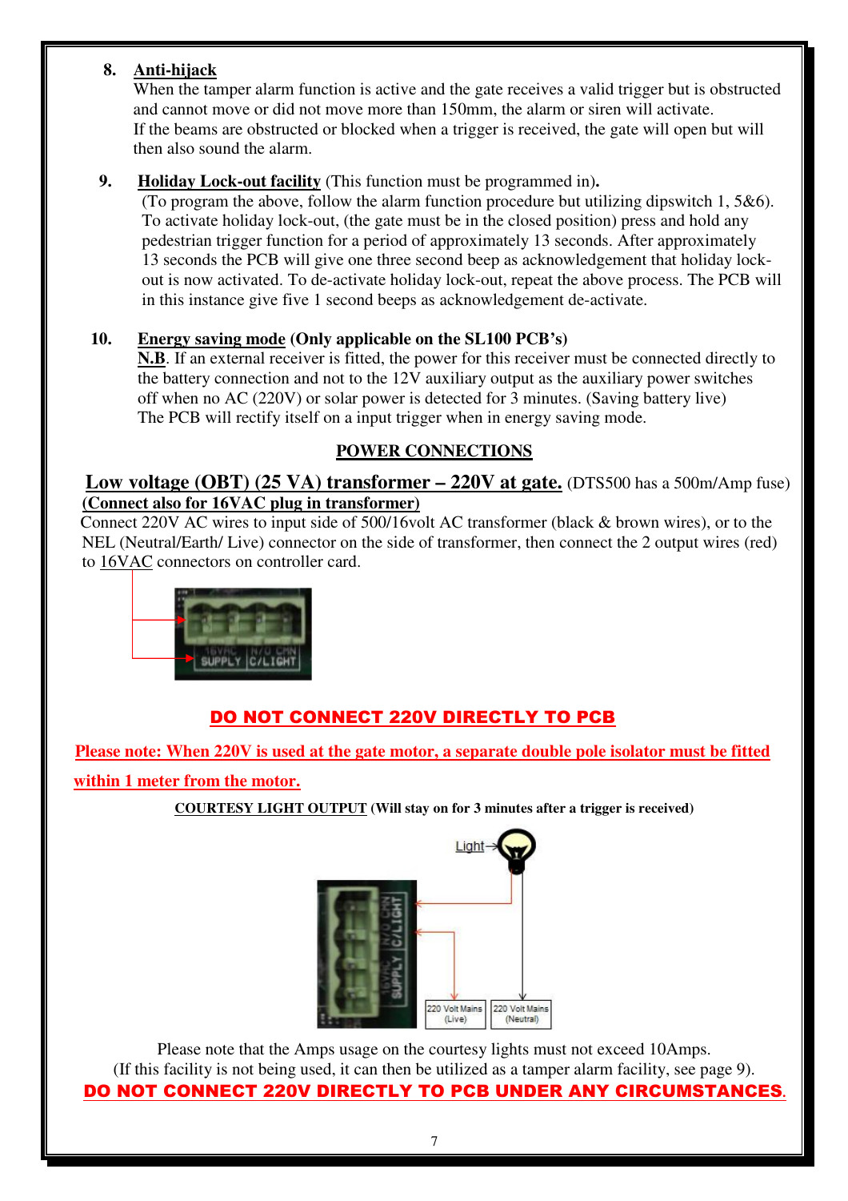8. **Anti-hijack**
   When the tamper alarm function is active and the gate receives a valid trigger but is obstructed and cannot move or did not move more than 150mm, the alarm or siren will activate.
   If the beams are obstructed or blocked when a trigger is received, the gate will open but will then also sound the alarm.

9. **Holiday Lock-out facility** (This function must be programmed in)**.**
   (To program the above, follow the alarm function procedure but utilizing dipswitch 1, 5&6). To activate holiday lock-out, (the gate must be in the closed position) press and hold any pedestrian trigger function for a period of approximately 13 seconds. After approximately 13 seconds the PCB will give one three second beep as acknowledgement that holiday lock-out is now activated. To de-activate holiday lock-out, repeat the above process. The PCB will in this instance give five 1 second beeps as acknowledgement de-activate.

10. **Energy saving mode (Only applicable on the SL100 PCB's)**
    **N.B**. If an external receiver is fitted, the power for this receiver must be connected directly to the battery connection and not to the 12V auxiliary output as the auxiliary power switches off when no AC (220V) or solar power is detected for 3 minutes. (Saving battery live)
    The PCB will rectify itself on a input trigger when in energy saving mode.

## POWER CONNECTIONS

**Low voltage (OBT) (25 VA) transformer – 220V at gate.** (DTS500 has a 500m/Amp fuse)
**(Connect also for 16VAC plug in transformer)**
Connect 220V AC wires to input side of 500/16volt AC transformer (black & brown wires), or to the NEL (Neutral/Earth/ Live) connector on the side of transformer, then connect the 2 output wires (red) to 16VAC connectors on controller card.

16VAC SUPPLY | N/O CMN C/LIGHT

**DO NOT CONNECT 220V DIRECTLY TO PCB**

**Please note: When 220V is used at the gate motor, a separate double pole isolator must be fitted within 1 meter from the motor.**

**COURTESY LIGHT OUTPUT (Will stay on for 3 minutes after a trigger is received)**

Light
16VAC SUPPLY | N/O CMN C/LIGHT
220 Volt Mains (Live) | 220 Volt Mains (Neutral)

Please note that the Amps usage on the courtesy lights must not exceed 10Amps.
(If this facility is not being used, it can then be utilized as a tamper alarm facility, see page 9).

**DO NOT CONNECT 220V DIRECTLY TO PCB UNDER ANY CIRCUMSTANCES.**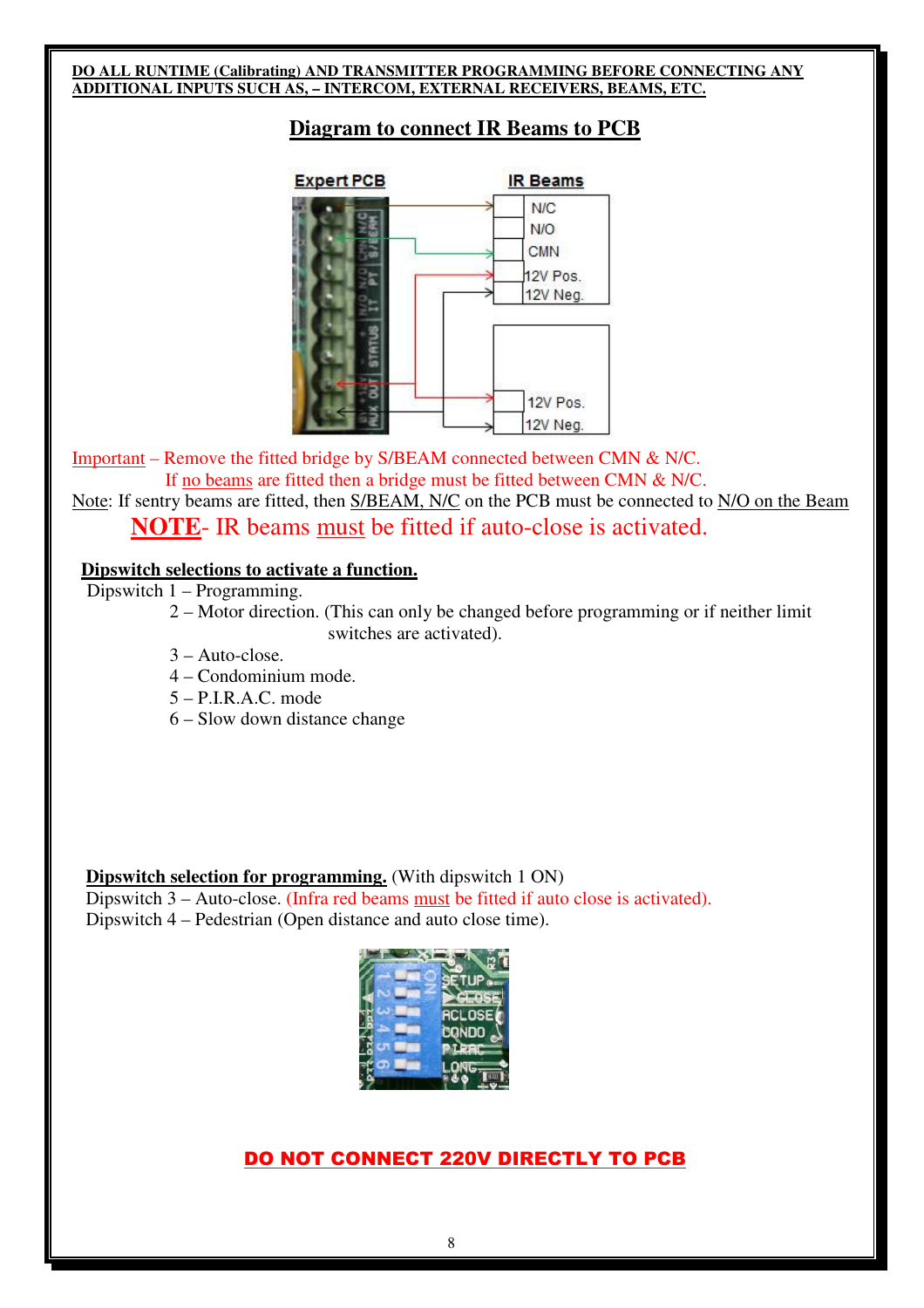**DO ALL RUNTIME (Calibrating) AND TRANSMITTER PROGRAMMING BEFORE CONNECTING ANY ADDITIONAL INPUTS SUCH AS, – INTERCOM, EXTERNAL RECEIVERS, BEAMS, ETC.**

## Diagram to connect IR Beams to PCB

Important – Remove the fitted bridge by S/BEAM connected between CMN & N/C.
If no beams are fitted then a bridge must be fitted between CMN & N/C.

Note: If sentry beams are fitted, then S/BEAM, N/C on the PCB must be connected to N/O on the Beam

**NOTE**- IR beams must be fitted if auto-close is activated.

**Dipswitch selections to activate a function.**

Dipswitch 1 – Programming.

2 – Motor direction. (This can only be changed before programming or if neither limit switches are activated).

3 – Auto-close.

4 – Condominium mode.

5 – P.I.R.A.C. mode

6 – Slow down distance change

**Dipswitch selection for programming.** (With dipswitch 1 ON)

Dipswitch 3 – Auto-close. (Infra red beams must be fitted if auto close is activated).

Dipswitch 4 – Pedestrian (Open distance and auto close time).

**DO NOT CONNECT 220V DIRECTLY TO PCB**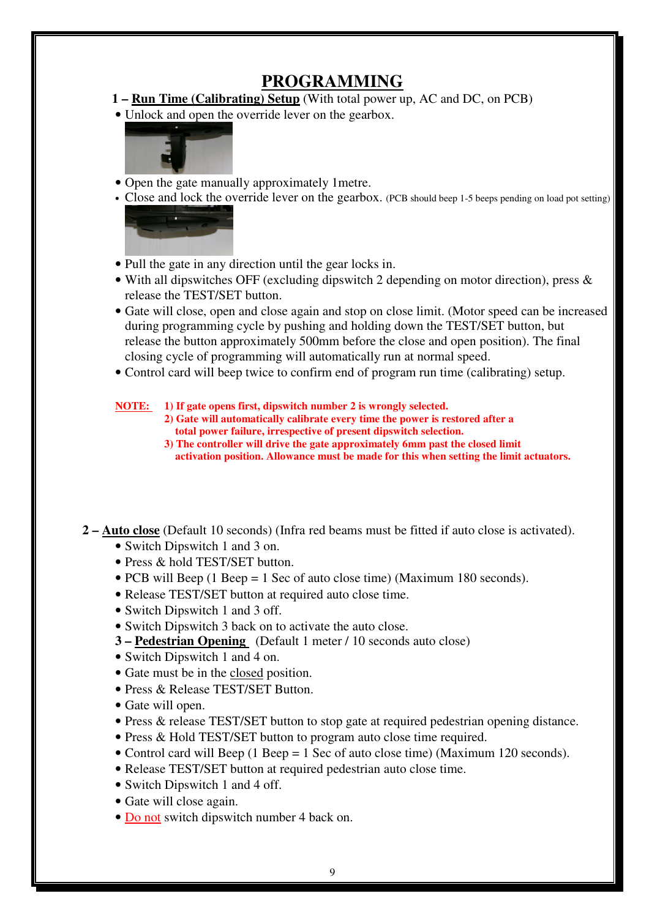# PROGRAMMING

**1 – Run Time (Calibrating) Setup** (With total power up, AC and DC, on PCB)

- Unlock and open the override lever on the gearbox.
- Open the gate manually approximately 1metre.
- Close and lock the override lever on the gearbox. (PCB should beep 1-5 beeps pending on load pot setting)
- Pull the gate in any direction until the gear locks in.
- With all dipswitches OFF (excluding dipswitch 2 depending on motor direction), press & release the TEST/SET button.
- Gate will close, open and close again and stop on close limit. (Motor speed can be increased during programming cycle by pushing and holding down the TEST/SET button, but release the button approximately 500mm before the close and open position). The final closing cycle of programming will automatically run at normal speed.
- Control card will beep twice to confirm end of program run time (calibrating) setup.

**NOTE:**
**1) If gate opens first, dipswitch number 2 is wrongly selected.**
**2) Gate will automatically calibrate every time the power is restored after a total power failure, irrespective of present dipswitch selection.**
**3) The controller will drive the gate approximately 6mm past the closed limit activation position. Allowance must be made for this when setting the limit actuators.**

**2 – Auto close** (Default 10 seconds) (Infra red beams must be fitted if auto close is activated).

- Switch Dipswitch 1 and 3 on.
- Press & hold TEST/SET button.
- PCB will Beep (1 Beep = 1 Sec of auto close time) (Maximum 180 seconds).
- Release TEST/SET button at required auto close time.
- Switch Dipswitch 1 and 3 off.
- Switch Dipswitch 3 back on to activate the auto close.

**3 – Pedestrian Opening** (Default 1 meter / 10 seconds auto close)

- Switch Dipswitch 1 and 4 on.
- Gate must be in the closed position.
- Press & Release TEST/SET Button.
- Gate will open.
- Press & release TEST/SET button to stop gate at required pedestrian opening distance.
- Press & Hold TEST/SET button to program auto close time required.
- Control card will Beep (1 Beep = 1 Sec of auto close time) (Maximum 120 seconds).
- Release TEST/SET button at required pedestrian auto close time.
- Switch Dipswitch 1 and 4 off.
- Gate will close again.
- Do not switch dipswitch number 4 back on.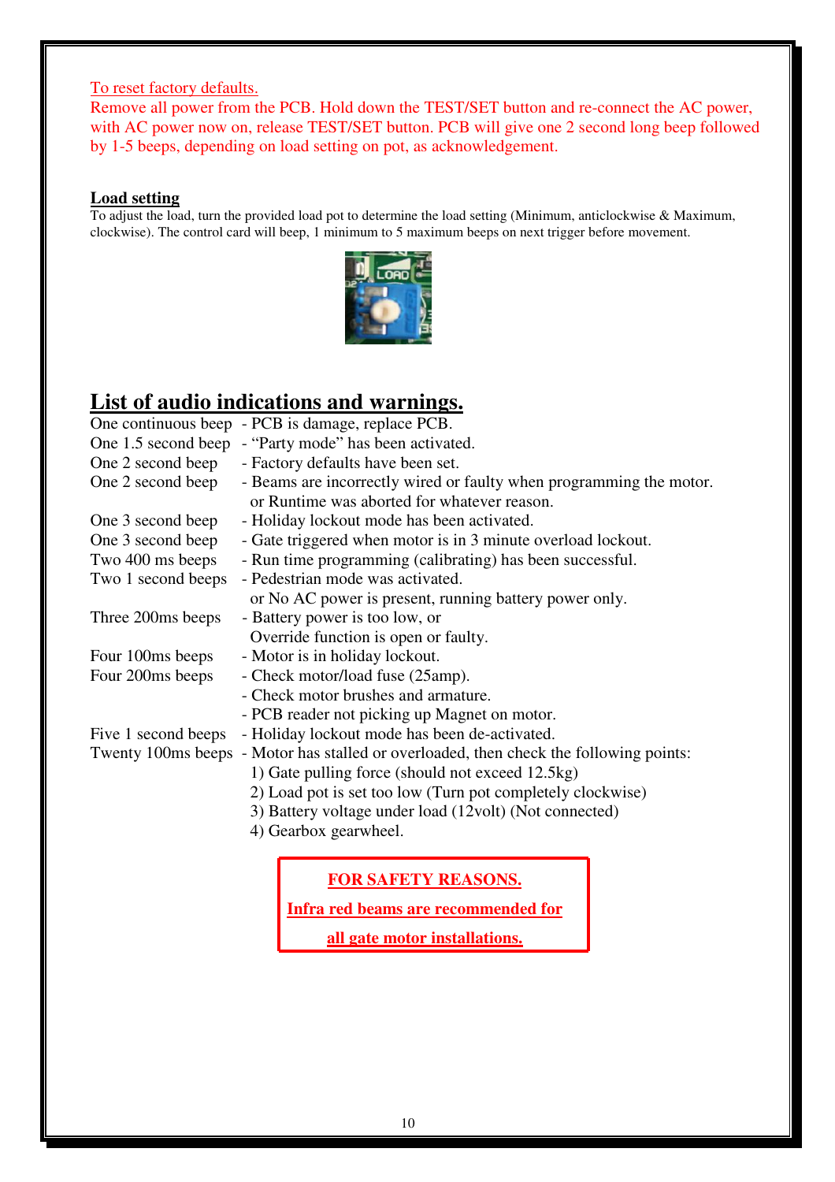To reset factory defaults.

Remove all power from the PCB. Hold down the TEST/SET button and re-connect the AC power, with AC power now on, release TEST/SET button. PCB will give one 2 second long beep followed by 1-5 beeps, depending on load setting on pot, as acknowledgement.

**Load setting**

To adjust the load, turn the provided load pot to determine the load setting (Minimum, anticlockwise & Maximum, clockwise). The control card will beep, 1 minimum to 5 maximum beeps on next trigger before movement.

## List of audio indications and warnings.

| | |
|---|---|
| One continuous beep | - PCB is damage, replace PCB. |
| One 1.5 second beep | - "Party mode" has been activated. |
| One 2 second beep | - Factory defaults have been set. |
| One 2 second beep | - Beams are incorrectly wired or faulty when programming the motor. or Runtime was aborted for whatever reason. |
| One 3 second beep | - Holiday lockout mode has been activated. |
| One 3 second beep | - Gate triggered when motor is in 3 minute overload lockout. |
| Two 400 ms beeps | - Run time programming (calibrating) has been successful. |
| Two 1 second beeps | - Pedestrian mode was activated. or No AC power is present, running battery power only. |
| Three 200ms beeps | - Battery power is too low, or Override function is open or faulty. |
| Four 100ms beeps | - Motor is in holiday lockout. |
| Four 200ms beeps | - Check motor/load fuse (25amp). - Check motor brushes and armature. - PCB reader not picking up Magnet on motor. |
| Five 1 second beeps | - Holiday lockout mode has been de-activated. |
| Twenty 100ms beeps | - Motor has stalled or overloaded, then check the following points: 1) Gate pulling force (should not exceed 12.5kg) 2) Load pot is set too low (Turn pot completely clockwise) 3) Battery voltage under load (12volt) (Not connected) 4) Gearbox gearwheel. |

**FOR SAFETY REASONS.**

**Infra red beams are recommended for all gate motor installations.**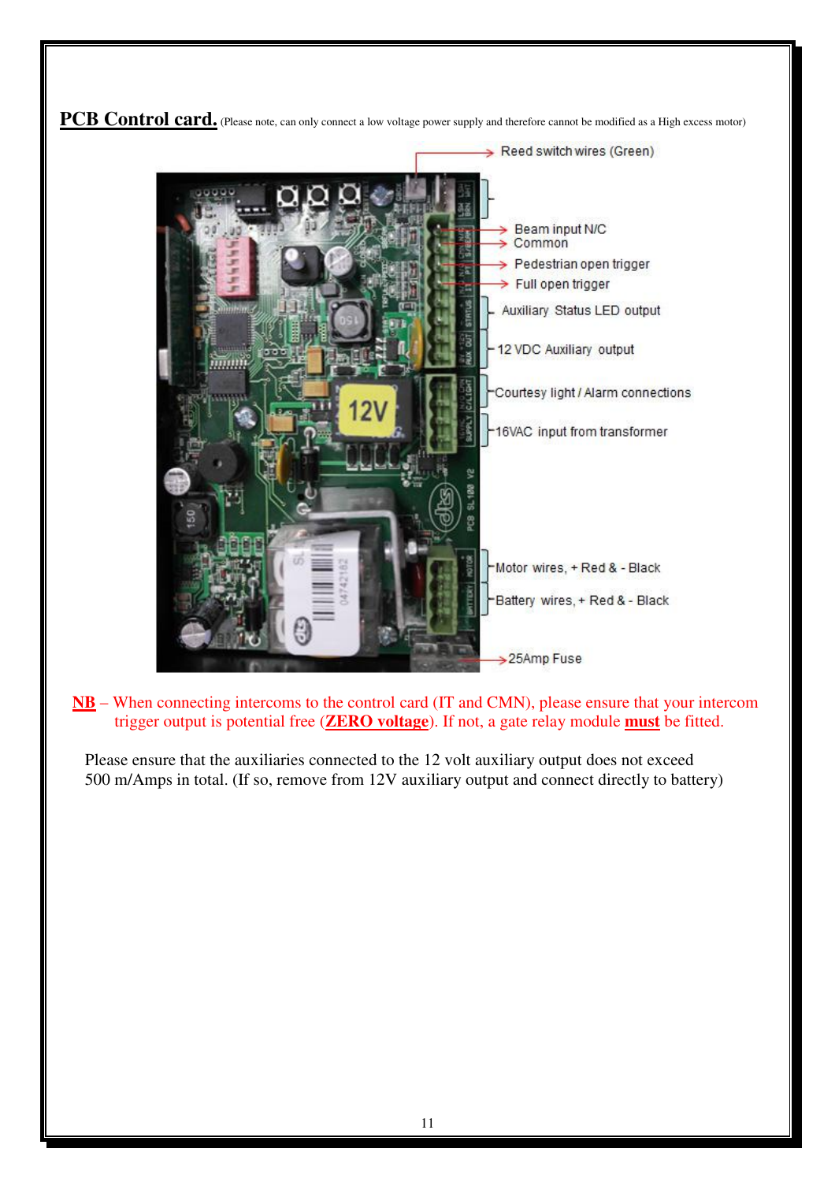**PCB Control card.** (Please note, can only connect a low voltage power supply and therefore cannot be modified as a High excess motor)

- Reed switch wires (Green)
- Beam input N/C
- Common
- Pedestrian open trigger
- Full open trigger
- Auxiliary Status LED output
- 12 VDC Auxiliary output
- Courtesy light / Alarm connections
- 16VAC input from transformer
- Motor wires, + Red & - Black
- Battery wires, + Red & - Black
- 25Amp Fuse

**NB** – When connecting intercoms to the control card (IT and CMN), please ensure that your intercom trigger output is potential free (**ZERO voltage**). If not, a gate relay module **must** be fitted.

Please ensure that the auxiliaries connected to the 12 volt auxiliary output does not exceed 500 m/Amps in total. (If so, remove from 12V auxiliary output and connect directly to battery)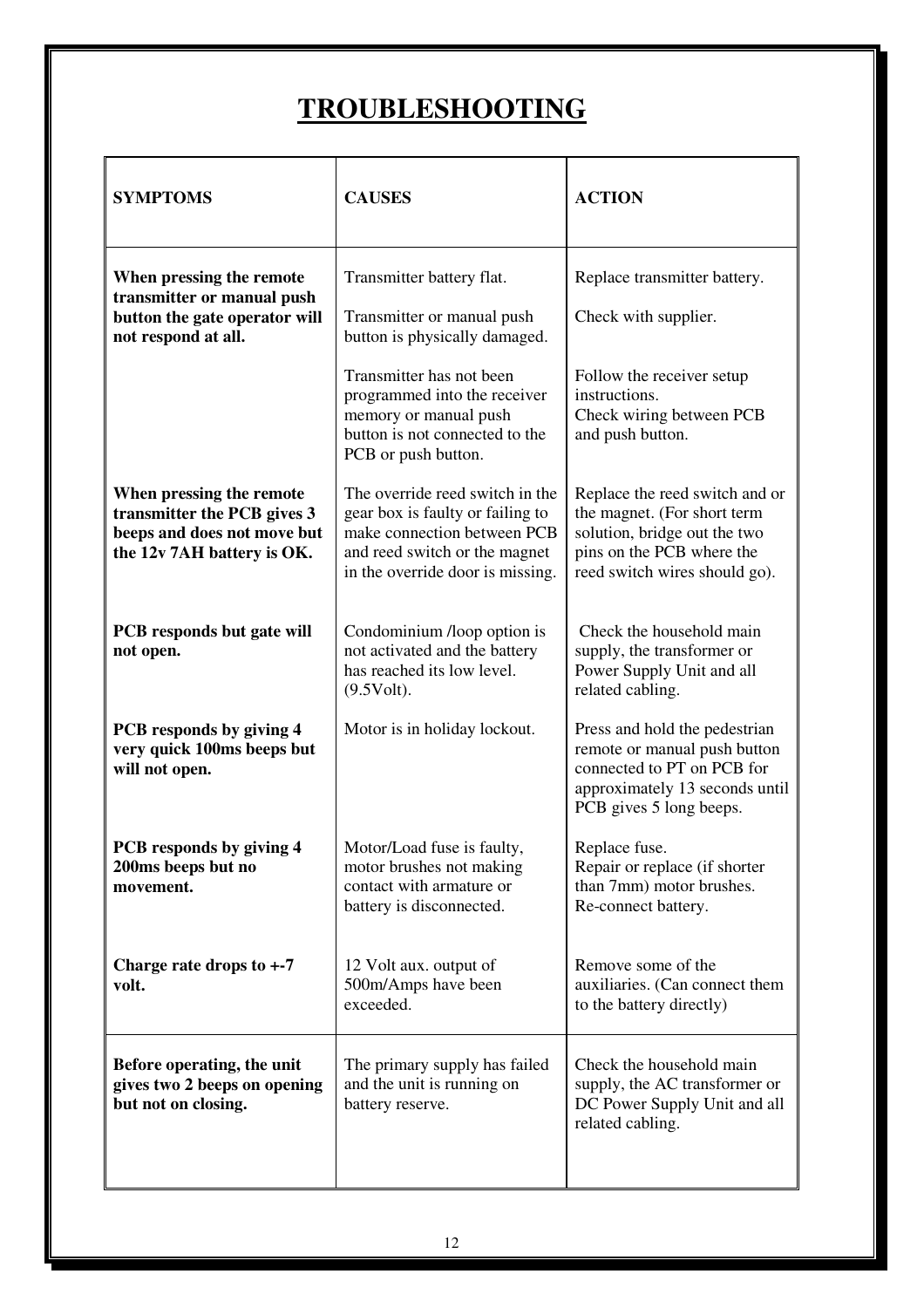# TROUBLESHOOTING

| SYMPTOMS | CAUSES | ACTION |
|---|---|---|
| **When pressing the remote transmitter or manual push button the gate operator will not respond at all.** | Transmitter battery flat.<br><br>Transmitter or manual push button is physically damaged.<br><br>Transmitter has not been programmed into the receiver memory or manual push button is not connected to the PCB or push button. | Replace transmitter battery.<br><br>Check with supplier.<br><br>Follow the receiver setup instructions.<br>Check wiring between PCB and push button. |
| **When pressing the remote transmitter the PCB gives 3 beeps and does not move but the 12v 7AH battery is OK.** | The override reed switch in the gear box is faulty or failing to make connection between PCB and reed switch or the magnet in the override door is missing. | Replace the reed switch and or the magnet. (For short term solution, bridge out the two pins on the PCB where the reed switch wires should go). |
| **PCB responds but gate will not open.** | Condominium /loop option is not activated and the battery has reached its low level. (9.5Volt). | Check the household main supply, the transformer or Power Supply Unit and all related cabling. |
| **PCB responds by giving 4 very quick 100ms beeps but will not open.** | Motor is in holiday lockout. | Press and hold the pedestrian remote or manual push button connected to PT on PCB for approximately 13 seconds until PCB gives 5 long beeps. |
| **PCB responds by giving 4 200ms beeps but no movement.** | Motor/Load fuse is faulty, motor brushes not making contact with armature or battery is disconnected. | Replace fuse.<br>Repair or replace (if shorter than 7mm) motor brushes.<br>Re-connect battery. |
| **Charge rate drops to +-7 volt.** | 12 Volt aux. output of 500m/Amps have been exceeded. | Remove some of the auxiliaries. (Can connect them to the battery directly) |
| **Before operating, the unit gives two 2 beeps on opening but not on closing.** | The primary supply has failed and the unit is running on battery reserve. | Check the household main supply, the AC transformer or DC Power Supply Unit and all related cabling. |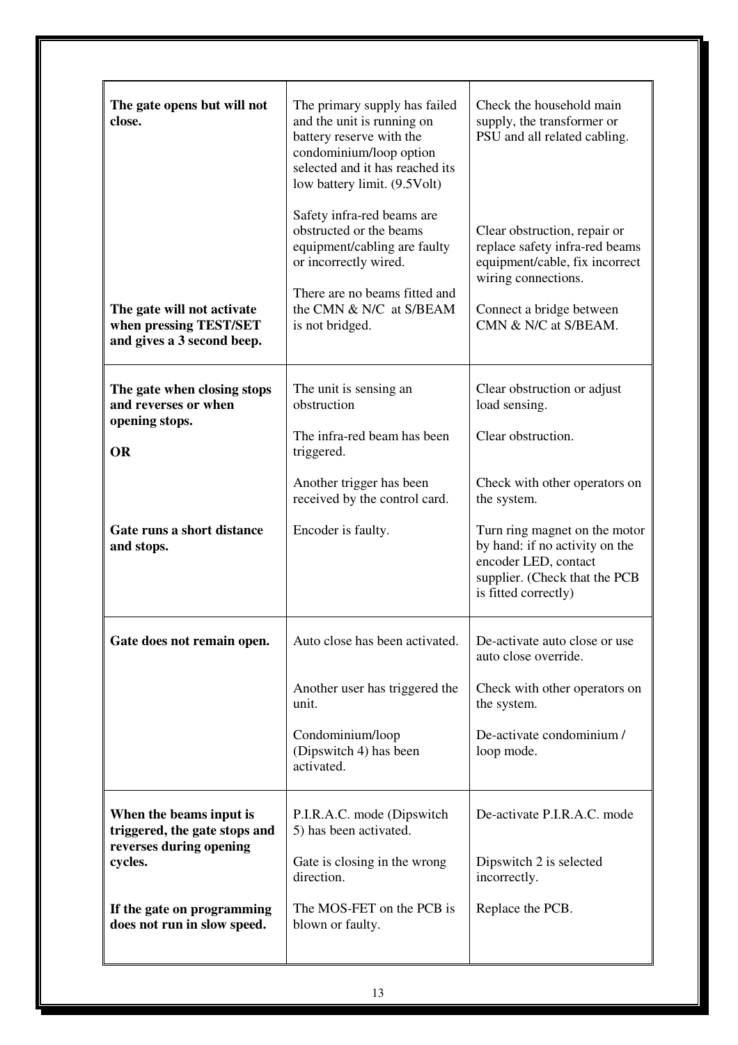| | | |
|---|---|---|
| **The gate opens but will not close.** | The primary supply has failed and the unit is running on battery reserve with the condominium/loop option selected and it has reached its low battery limit. (9.5Volt) | Check the household main supply, the transformer or PSU and all related cabling. |
| | Safety infra-red beams are obstructed or the beams equipment/cabling are faulty or incorrectly wired. | Clear obstruction, repair or replace safety infra-red beams equipment/cable, fix incorrect wiring connections. |
| **The gate will not activate when pressing TEST/SET and gives a 3 second beep.** | There are no beams fitted and the CMN & N/C at S/BEAM is not bridged. | Connect a bridge between CMN & N/C at S/BEAM. |
| **The gate when closing stops and reverses or when opening stops.** | The unit is sensing an obstruction | Clear obstruction or adjust load sensing. |
| **OR** | The infra-red beam has been triggered. | Clear obstruction. |
| | Another trigger has been received by the control card. | Check with other operators on the system. |
| **Gate runs a short distance and stops.** | Encoder is faulty. | Turn ring magnet on the motor by hand: if no activity on the encoder LED, contact supplier. (Check that the PCB is fitted correctly) |
| **Gate does not remain open.** | Auto close has been activated. | De-activate auto close or use auto close override. |
| | Another user has triggered the unit. | Check with other operators on the system. |
| | Condominium/loop (Dipswitch 4) has been activated. | De-activate condominium / loop mode. |
| **When the beams input is triggered, the gate stops and reverses during opening cycles.** | P.I.R.A.C. mode (Dipswitch 5) has been activated. | De-activate P.I.R.A.C. mode |
| | Gate is closing in the wrong direction. | Dipswitch 2 is selected incorrectly. |
| **If the gate on programming does not run in slow speed.** | The MOS-FET on the PCB is blown or faulty. | Replace the PCB. |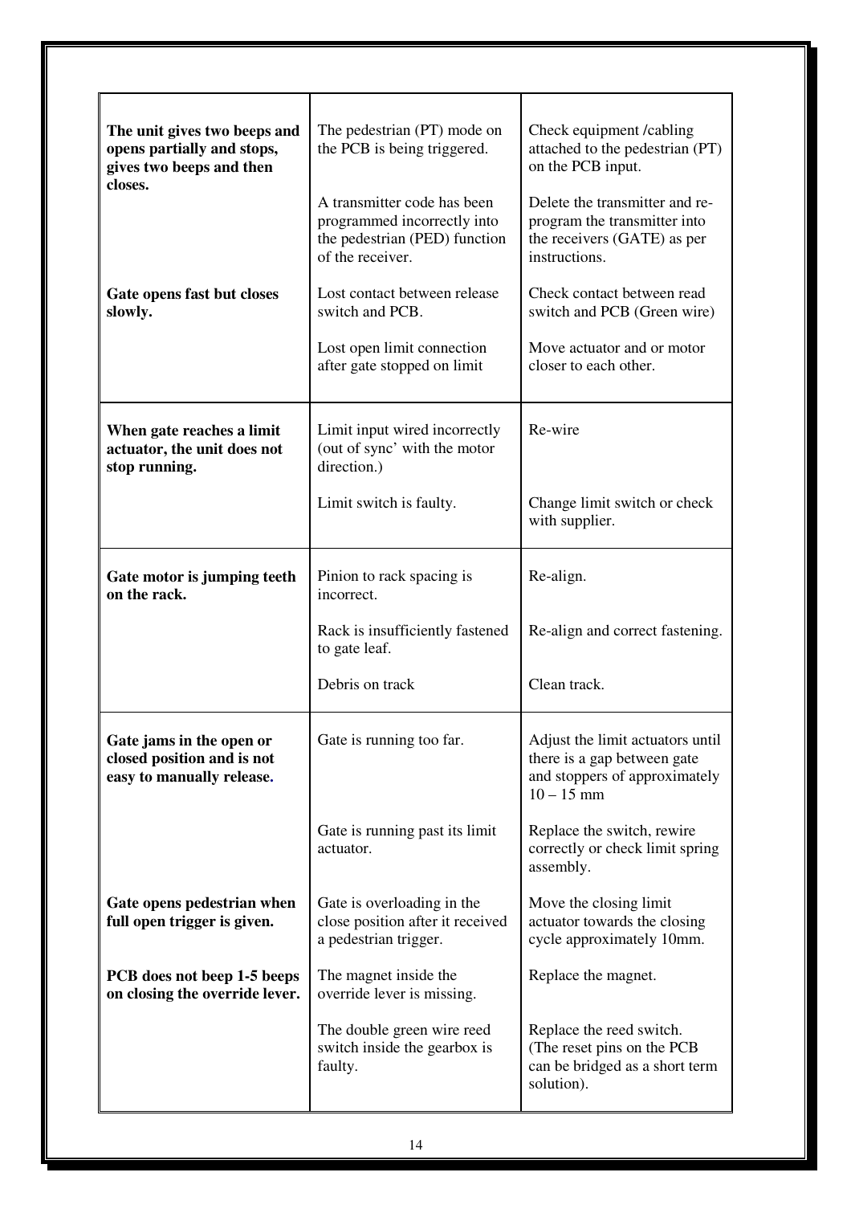| | | |
|---|---|---|
| **The unit gives two beeps and opens partially and stops, gives two beeps and then closes.** | The pedestrian (PT) mode on the PCB is being triggered. | Check equipment /cabling attached to the pedestrian (PT) on the PCB input. |
| | A transmitter code has been programmed incorrectly into the pedestrian (PED) function of the receiver. | Delete the transmitter and re-program the transmitter into the receivers (GATE) as per instructions. |
| **Gate opens fast but closes slowly.** | Lost contact between release switch and PCB. | Check contact between read switch and PCB (Green wire) |
| | Lost open limit connection after gate stopped on limit | Move actuator and or motor closer to each other. |
| **When gate reaches a limit actuator, the unit does not stop running.** | Limit input wired incorrectly (out of sync' with the motor direction.) | Re-wire |
| | Limit switch is faulty. | Change limit switch or check with supplier. |
| **Gate motor is jumping teeth on the rack.** | Pinion to rack spacing is incorrect. | Re-align. |
| | Rack is insufficiently fastened to gate leaf. | Re-align and correct fastening. |
| | Debris on track | Clean track. |
| **Gate jams in the open or closed position and is not easy to manually release.** | Gate is running too far. | Adjust the limit actuators until there is a gap between gate and stoppers of approximately 10 – 15 mm |
| | Gate is running past its limit actuator. | Replace the switch, rewire correctly or check limit spring assembly. |
| **Gate opens pedestrian when full open trigger is given.** | Gate is overloading in the close position after it received a pedestrian trigger. | Move the closing limit actuator towards the closing cycle approximately 10mm. |
| **PCB does not beep 1-5 beeps on closing the override lever.** | The magnet inside the override lever is missing. | Replace the magnet. |
| | The double green wire reed switch inside the gearbox is faulty. | Replace the reed switch. (The reset pins on the PCB can be bridged as a short term solution). |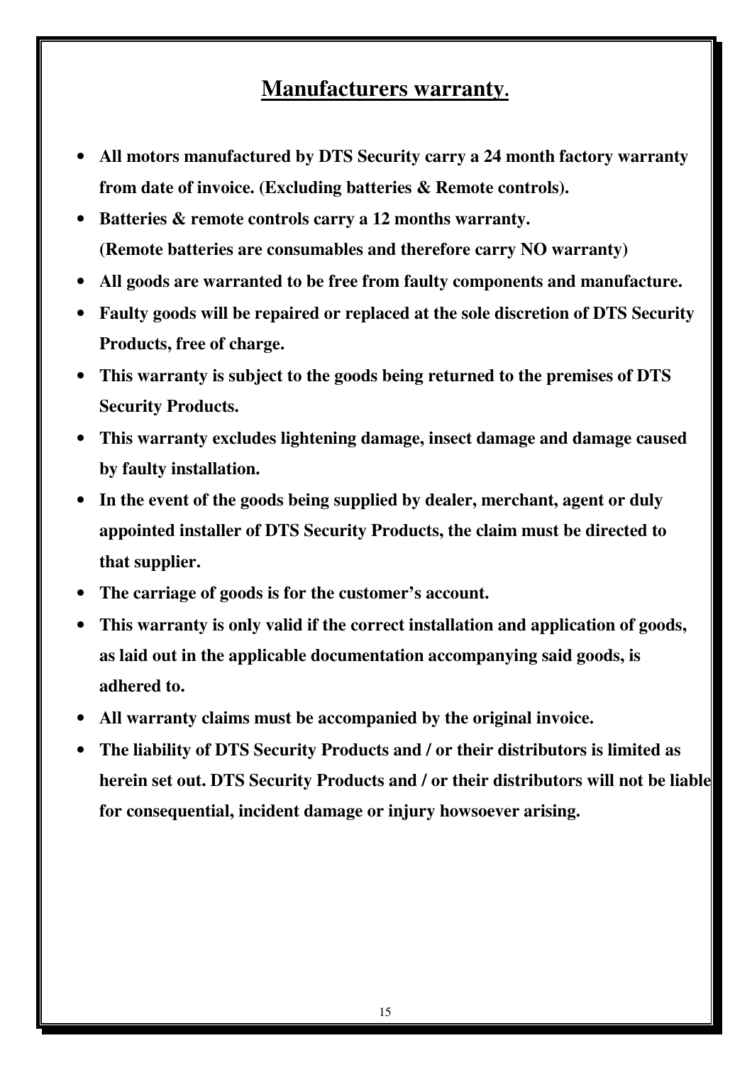# Manufacturers warranty.

- **All motors manufactured by DTS Security carry a 24 month factory warranty from date of invoice. (Excluding batteries & Remote controls).**
- **Batteries & remote controls carry a 12 months warranty. (Remote batteries are consumables and therefore carry NO warranty)**
- **All goods are warranted to be free from faulty components and manufacture.**
- **Faulty goods will be repaired or replaced at the sole discretion of DTS Security Products, free of charge.**
- **This warranty is subject to the goods being returned to the premises of DTS Security Products.**
- **This warranty excludes lightening damage, insect damage and damage caused by faulty installation.**
- **In the event of the goods being supplied by dealer, merchant, agent or duly appointed installer of DTS Security Products, the claim must be directed to that supplier.**
- **The carriage of goods is for the customer's account.**
- **This warranty is only valid if the correct installation and application of goods, as laid out in the applicable documentation accompanying said goods, is adhered to.**
- **All warranty claims must be accompanied by the original invoice.**
- **The liability of DTS Security Products and / or their distributors is limited as herein set out. DTS Security Products and / or their distributors will not be liable for consequential, incident damage or injury howsoever arising.**